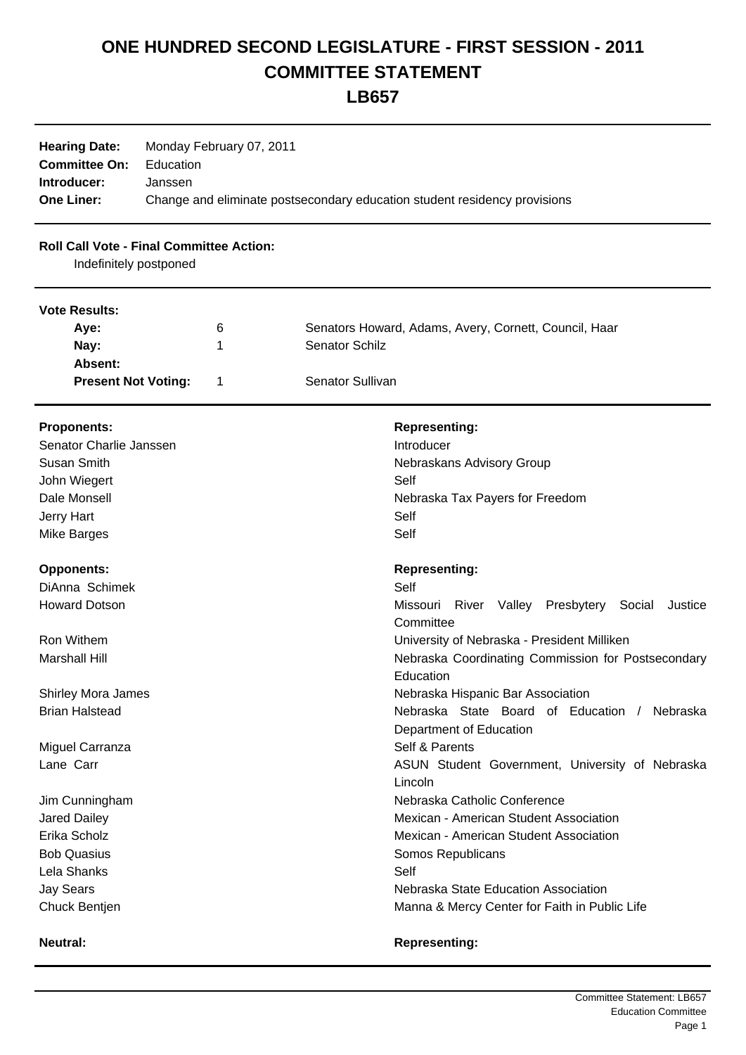# ONE HUNDRED SECOND LEGISLATURE - FIRST SESSION - 2011
# COMMITTEE STATEMENT
# LB657

| | |
|---|---|
| **Hearing Date:** | Monday February 07, 2011 |
| **Committee On:** | Education |
| **Introducer:** | Janssen |
| **One Liner:** | Change and eliminate postsecondary education student residency provisions |

**Roll Call Vote - Final Committee Action:**

Indefinitely postponed

**Vote Results:**

| | | |
|---|---|---|
| **Aye:** | 6 | Senators Howard, Adams, Avery, Cornett, Council, Haar |
| **Nay:** | 1 | Senator Schilz |
| **Absent:** | | |
| **Present Not Voting:** | 1 | Senator Sullivan |

| **Proponents:** | **Representing:** |
|---|---|
| Senator Charlie Janssen | Introducer |
| Susan Smith | Nebraskans Advisory Group |
| John Wiegert | Self |
| Dale Monsell | Nebraska Tax Payers for Freedom |
| Jerry Hart | Self |
| Mike Barges | Self |

| **Opponents:** | **Representing:** |
|---|---|
| DiAnna Schimek | Self |
| Howard Dotson | Missouri River Valley Presbytery Social Justice Committee |
| Ron Withem | University of Nebraska - President Milliken |
| Marshall Hill | Nebraska Coordinating Commission for Postsecondary Education |
| Shirley Mora James | Nebraska Hispanic Bar Association |
| Brian Halstead | Nebraska State Board of Education / Nebraska Department of Education |
| Miguel Carranza | Self & Parents |
| Lane Carr | ASUN Student Government, University of Nebraska Lincoln |
| Jim Cunningham | Nebraska Catholic Conference |
| Jared Dailey | Mexican - American Student Association |
| Erika Scholz | Mexican - American Student Association |
| Bob Quasius | Somos Republicans |
| Lela Shanks | Self |
| Jay Sears | Nebraska State Education Association |
| Chuck Bentjen | Manna & Mercy Center for Faith in Public Life |

| **Neutral:** | **Representing:** |
|---|---|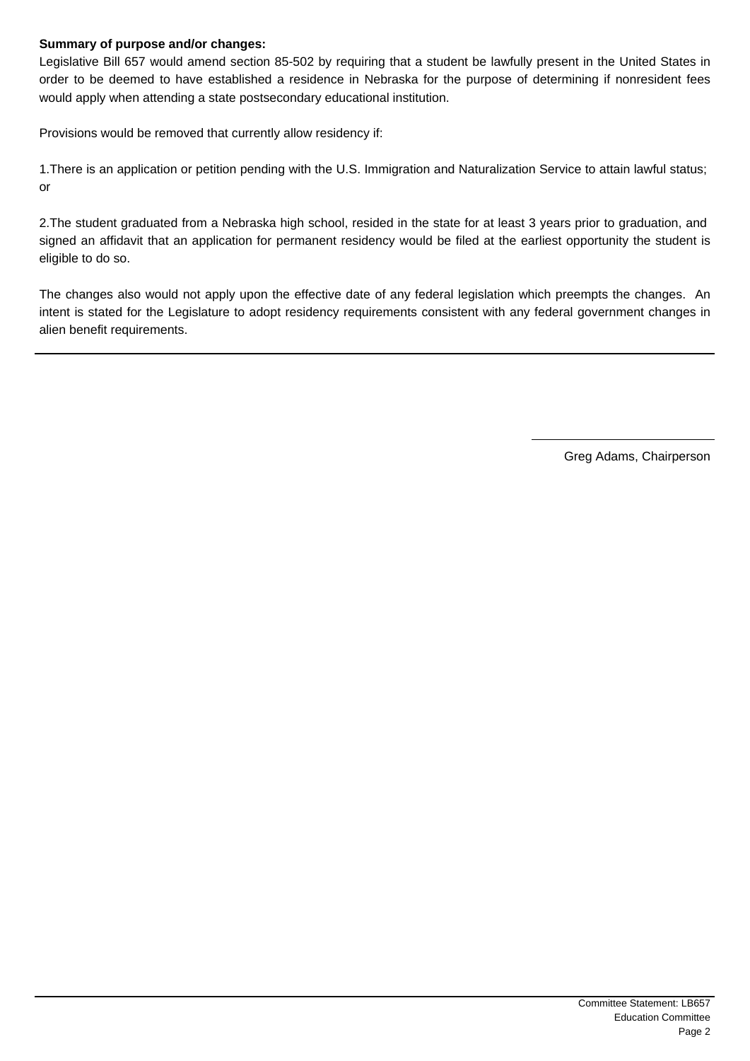**Summary of purpose and/or changes:**

Legislative Bill 657 would amend section 85-502 by requiring that a student be lawfully present in the United States in order to be deemed to have established a residence in Nebraska for the purpose of determining if nonresident fees would apply when attending a state postsecondary educational institution.

Provisions would be removed that currently allow residency if:

1. There is an application or petition pending with the U.S. Immigration and Naturalization Service to attain lawful status; or

2. The student graduated from a Nebraska high school, resided in the state for at least 3 years prior to graduation, and signed an affidavit that an application for permanent residency would be filed at the earliest opportunity the student is eligible to do so.

The changes also would not apply upon the effective date of any federal legislation which preempts the changes. An intent is stated for the Legislature to adopt residency requirements consistent with any federal government changes in alien benefit requirements.

---

Greg Adams, Chairperson